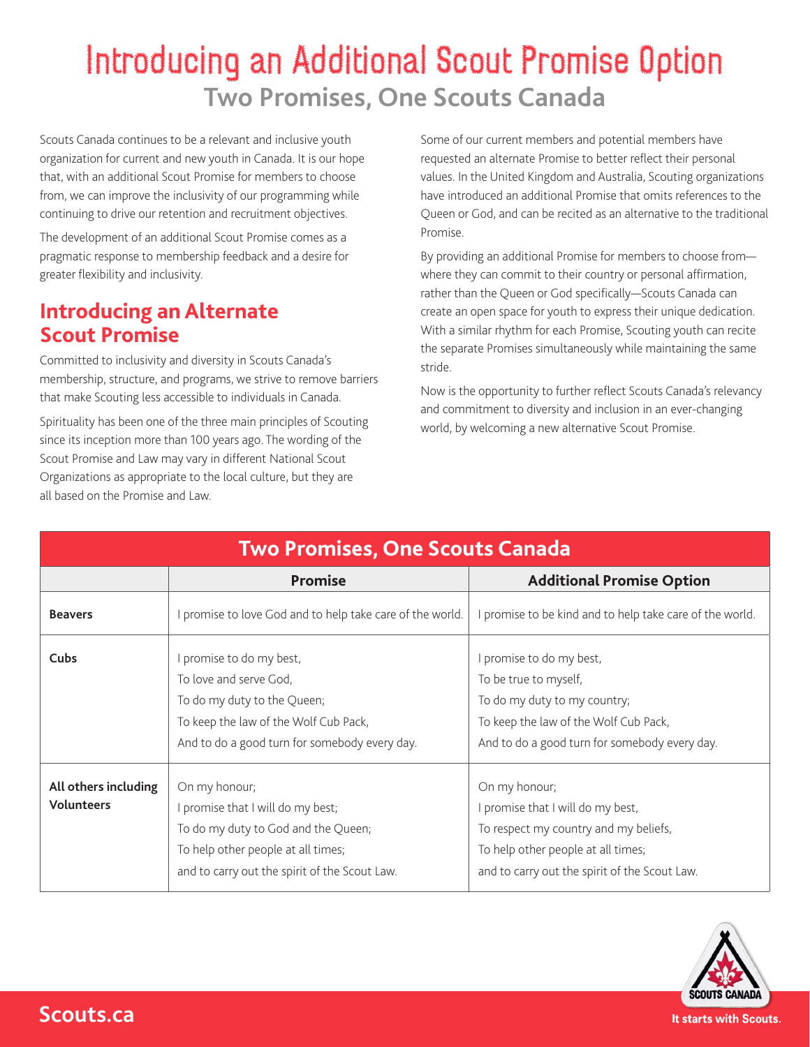# Introducing an Additional Scout Promise Option

## Two Promises, One Scouts Canada

Scouts Canada continues to be a relevant and inclusive youth organization for current and new youth in Canada. It is our hope that, with an additional Scout Promise for members to choose from, we can improve the inclusivity of our programming while continuing to drive our retention and recruitment objectives.

The development of an additional Scout Promise comes as a pragmatic response to membership feedback and a desire for greater flexibility and inclusivity.

## Introducing an Alternate Scout Promise

Committed to inclusivity and diversity in Scouts Canada's membership, structure, and programs, we strive to remove barriers that make Scouting less accessible to individuals in Canada.

Spirituality has been one of the three main principles of Scouting since its inception more than 100 years ago. The wording of the Scout Promise and Law may vary in different National Scout Organizations as appropriate to the local culture, but they are all based on the Promise and Law.

Some of our current members and potential members have requested an alternate Promise to better reflect their personal values. In the United Kingdom and Australia, Scouting organizations have introduced an additional Promise that omits references to the Queen or God, and can be recited as an alternative to the traditional Promise.

By providing an additional Promise for members to choose from—where they can commit to their country or personal affirmation, rather than the Queen or God specifically—Scouts Canada can create an open space for youth to express their unique dedication. With a similar rhythm for each Promise, Scouting youth can recite the separate Promises simultaneously while maintaining the same stride.

Now is the opportunity to further reflect Scouts Canada's relevancy and commitment to diversity and inclusion in an ever-changing world, by welcoming a new alternative Scout Promise.

**Two Promises, One Scouts Canada**

| | Promise | Additional Promise Option |
|---|---|---|
| **Beavers** | I promise to love God and to help take care of the world. | I promise to be kind and to help take care of the world. |
| **Cubs** | I promise to do my best,<br>To love and serve God,<br>To do my duty to the Queen;<br>To keep the law of the Wolf Cub Pack,<br>And to do a good turn for somebody every day. | I promise to do my best,<br>To be true to myself,<br>To do my duty to my country;<br>To keep the law of the Wolf Cub Pack,<br>And to do a good turn for somebody every day. |
| **All others including Volunteers** | On my honour;<br>I promise that I will do my best;<br>To do my duty to God and the Queen;<br>To help other people at all times;<br>and to carry out the spirit of the Scout Law. | On my honour;<br>I promise that I will do my best,<br>To respect my country and my beliefs,<br>To help other people at all times;<br>and to carry out the spirit of the Scout Law. |

Scouts.ca

It starts with Scouts.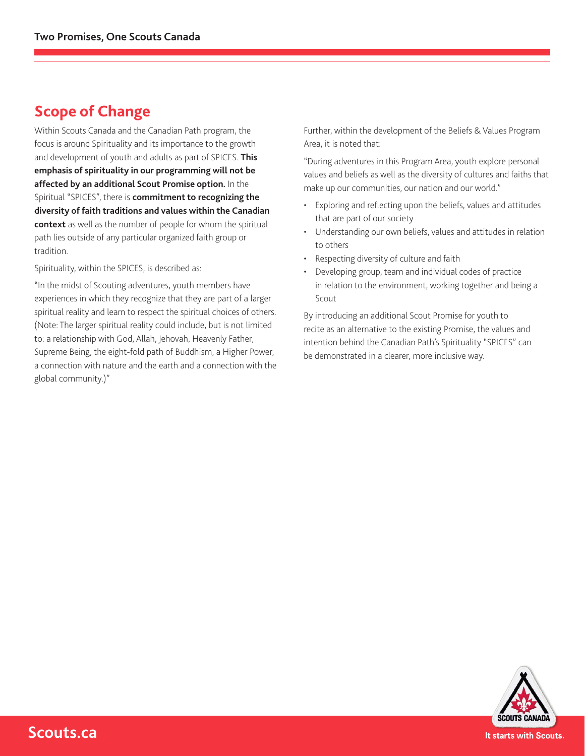## Scope of Change

Within Scouts Canada and the Canadian Path program, the focus is around Spirituality and its importance to the growth and development of youth and adults as part of SPICES. **This emphasis of spirituality in our programming will not be affected by an additional Scout Promise option.** In the Spiritual "SPICES", there is **commitment to recognizing the diversity of faith traditions and values within the Canadian context** as well as the number of people for whom the spiritual path lies outside of any particular organized faith group or tradition.

Spirituality, within the SPICES, is described as:

"In the midst of Scouting adventures, youth members have experiences in which they recognize that they are part of a larger spiritual reality and learn to respect the spiritual choices of others. (Note: The larger spiritual reality could include, but is not limited to: a relationship with God, Allah, Jehovah, Heavenly Father, Supreme Being, the eight-fold path of Buddhism, a Higher Power, a connection with nature and the earth and a connection with the global community.)"

Further, within the development of the Beliefs & Values Program Area, it is noted that:

"During adventures in this Program Area, youth explore personal values and beliefs as well as the diversity of cultures and faiths that make up our communities, our nation and our world."

- Exploring and reflecting upon the beliefs, values and attitudes that are part of our society
- Understanding our own beliefs, values and attitudes in relation to others
- Respecting diversity of culture and faith
- Developing group, team and individual codes of practice in relation to the environment, working together and being a Scout

By introducing an additional Scout Promise for youth to recite as an alternative to the existing Promise, the values and intention behind the Canadian Path's Spirituality "SPICES" can be demonstrated in a clearer, more inclusive way.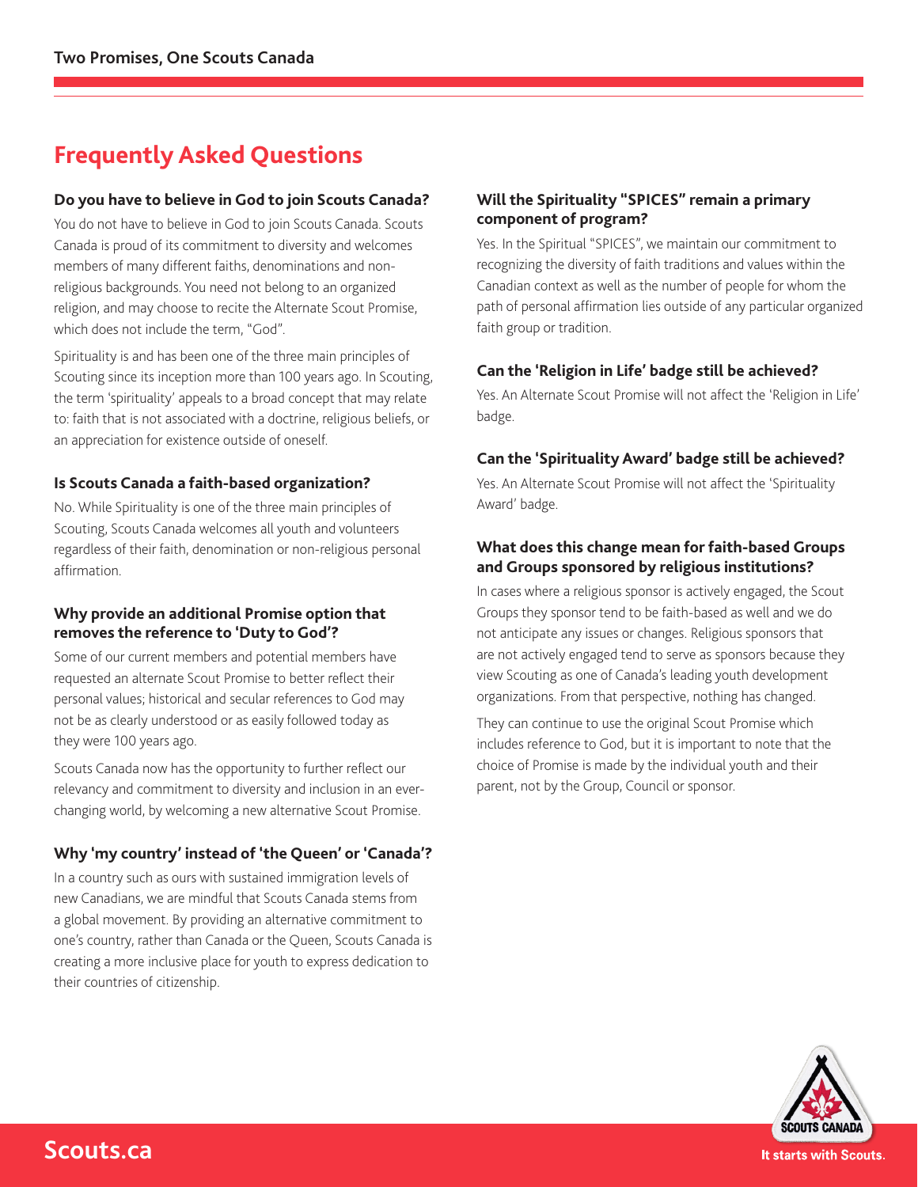## Frequently Asked Questions

### Do you have to believe in God to join Scouts Canada?

You do not have to believe in God to join Scouts Canada. Scouts Canada is proud of its commitment to diversity and welcomes members of many different faiths, denominations and non-religious backgrounds. You need not belong to an organized religion, and may choose to recite the Alternate Scout Promise, which does not include the term, "God".

Spirituality is and has been one of the three main principles of Scouting since its inception more than 100 years ago. In Scouting, the term 'spirituality' appeals to a broad concept that may relate to: faith that is not associated with a doctrine, religious beliefs, or an appreciation for existence outside of oneself.

### Is Scouts Canada a faith-based organization?

No. While Spirituality is one of the three main principles of Scouting, Scouts Canada welcomes all youth and volunteers regardless of their faith, denomination or non-religious personal affirmation.

### Why provide an additional Promise option that removes the reference to 'Duty to God'?

Some of our current members and potential members have requested an alternate Scout Promise to better reflect their personal values; historical and secular references to God may not be as clearly understood or as easily followed today as they were 100 years ago.

Scouts Canada now has the opportunity to further reflect our relevancy and commitment to diversity and inclusion in an ever-changing world, by welcoming a new alternative Scout Promise.

### Why 'my country' instead of 'the Queen' or 'Canada'?

In a country such as ours with sustained immigration levels of new Canadians, we are mindful that Scouts Canada stems from a global movement. By providing an alternative commitment to one's country, rather than Canada or the Queen, Scouts Canada is creating a more inclusive place for youth to express dedication to their countries of citizenship.

### Will the Spirituality "SPICES" remain a primary component of program?

Yes. In the Spiritual "SPICES", we maintain our commitment to recognizing the diversity of faith traditions and values within the Canadian context as well as the number of people for whom the path of personal affirmation lies outside of any particular organized faith group or tradition.

### Can the 'Religion in Life' badge still be achieved?

Yes. An Alternate Scout Promise will not affect the 'Religion in Life' badge.

### Can the 'Spirituality Award' badge still be achieved?

Yes. An Alternate Scout Promise will not affect the 'Spirituality Award' badge.

### What does this change mean for faith-based Groups and Groups sponsored by religious institutions?

In cases where a religious sponsor is actively engaged, the Scout Groups they sponsor tend to be faith-based as well and we do not anticipate any issues or changes. Religious sponsors that are not actively engaged tend to serve as sponsors because they view Scouting as one of Canada's leading youth development organizations. From that perspective, nothing has changed.

They can continue to use the original Scout Promise which includes reference to God, but it is important to note that the choice of Promise is made by the individual youth and their parent, not by the Group, Council or sponsor.